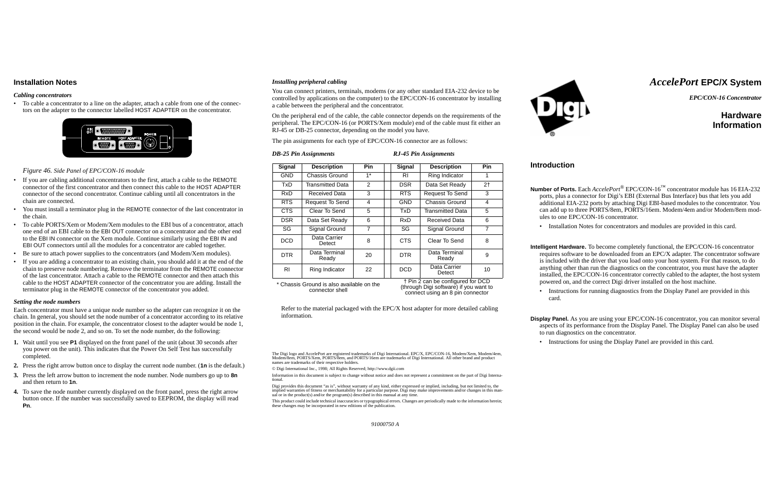# AccelePort EPC/X System

*EPC/CON-16 Concentrator*

## Hardware Information

## Introduction

**Number of Ports.** Each *AccelePort*® EPC/CON-16™ concentrator module has 16 EIA-232 ports, plus a connector for Digi's EBI (External Bus Interface) bus that lets you add additional EIA-232 ports by attaching Digi EBI-based modules to the concentrator. You can add up to three PORTS/8em, PORTS/16em. Modem/4em and/or Modem/8em modules to one EPC/CON-16 concentrator.

- Installation Notes for concentrators and modules are provided in this card.

**Intelligent Hardware.** To become completely functional, the EPC/CON-16 concentrator requires software to be downloaded from an EPC/X adapter. The concentrator software is included with the driver that you load onto your host system. For that reason, to do anything other than run the diagnostics on the concentrator, you must have the adapter installed, the EPC/CON-16 concentrator correctly cabled to the adapter, the host system powered on, and the correct Digi driver installed on the host machine.

- Instructions for running diagnostics from the Display Panel are provided in this card.

**Display Panel.** As you are using your EPC/CON-16 concentrator, you can monitor several aspects of its performance from the Display Panel. The Display Panel can also be used to run diagnostics on the concentrator.

- Instructions for using the Display Panel are provided in this card.

## Installation Notes

### *Cabling concentrators*

- To cable a concentrator to a line on the adapter, attach a cable from one of the connectors on the adapter to the connector labelled HOST ADAPTER on the concentrator.

*Figure 46. Side Panel of EPC/CON-16 module*

- If you are cabling additional concentrators to the first, attach a cable to the REMOTE connector of the first concentrator and then connect this cable to the HOST ADAPTER connector of the second concentrator. Continue cabling until all concentrators in the chain are connected.
- You must install a terminator plug in the REMOTE connector of the last concentrator in the chain.
- To cable PORTS/Xem or Modem/Xem modules to the EBI bus of a concentrator, attach one end of an EBI cable to the EBI OUT connector on a concentrator and the other end to the EBI IN connector on the Xem module. Continue similarly using the EBI IN and EBI OUT connectors until all the modules for a concentrator are cabled together.
- Be sure to attach power supplies to the concentrators (and Modem/Xem modules).
- If you are adding a concentrator to an existing chain, you should add it at the end of the chain to preserve node numbering. Remove the terminator from the REMOTE connector of the last concentrator. Attach a cable to the REMOTE connector and then attach this cable to the HOST ADAPTER connector of the concentrator you are adding. Install the terminator plug in the REMOTE connector of the concentrator you added.

### *Setting the node numbers*

Each concentrator must have a unique node number so the adapter can recognize it on the chain. In general, you should set the node number of a concentrator according to its relative position in the chain. For example, the concentrator closest to the adapter would be node 1, the second would be node 2, and so on. To set the node number, do the following:

1. Wait until you see **P1** displayed on the front panel of the unit (about 30 seconds after you power on the unit). This indicates that the Power On Self Test has successfully completed.
2. Press the right arrow button once to display the current node number. (**1n** is the default.)
3. Press the left arrow button to increment the node number. Node numbers go up to **8n** and then return to **1n**.
4. To save the node number currently displayed on the front panel, press the right arrow button once. If the number was successfully saved to EEPROM, the display will read **Pn**.

### *Installing peripheral cabling*

You can connect printers, terminals, modems (or any other standard EIA-232 device to be controlled by applications on the computer) to the EPC/CON-16 concentrator by installing a cable between the peripheral and the concentrator.

On the peripheral end of the cable, the cable connector depends on the requirements of the peripheral. The EPC/CON-16 (or PORTS/Xem module) end of the cable must fit either an RJ-45 or DB-25 connector, depending on the model you have.

The pin assignments for each type of EPC/CON-16 connector are as follows:

*DB-25 Pin Assignments*

| Signal | Description | Pin |
|---|---|---|
| GND | Chassis Ground | 1* |
| TxD | Transmitted Data | 2 |
| RxD | Received Data | 3 |
| RTS | Request To Send | 4 |
| CTS | Clear To Send | 5 |
| DSR | Data Set Ready | 6 |
| SG | Signal Ground | 7 |
| DCD | Data Carrier Detect | 8 |
| DTR | Data Terminal Ready | 20 |
| RI | Ring Indicator | 22 |

\* Chassis Ground is also available on the connector shell

*RJ-45 Pin Assignments*

| Signal | Description | Pin |
|---|---|---|
| RI | Ring Indicator | 1 |
| DSR | Data Set Ready | 2† |
| RTS | Request To Send | 3 |
| GND | Chassis Ground | 4 |
| TxD | Transmitted Data | 5 |
| RxD | Received Data | 6 |
| SG | Signal Ground | 7 |
| CTS | Clear To Send | 8 |
| DTR | Data Terminal Ready | 9 |
| DCD | Data Carrier Detect | 10 |

† Pin 2 can be configured for DCD (through Digi software) if you want to connect using an 8 pin connector

Refer to the material packaged with the EPC/X host adapter for more detailed cabling information.

The Digi logo and AccelePort are registered trademarks of Digi International. EPC/X, EPC/CON-16, Modem/Xem, Modem/4em, Modem/8em, PORTS/Xem, PORTS/8em, and PORTS/16em are trademarks of Digi International. All other brand and product names are trademarks of their respective holders.

© Digi International Inc., 1998; All Rights Reserved; http://www.dgii.com

Information in this document is subject to change without notice and does not represent a commitment on the part of Digi International.

Digi provides this document "as is", without warranty of any kind, either expressed or implied, including, but not limited to, the implied warranties of fitness or merchantability for a particular purpose. Digi may make improvements and/or changes in this manual or in the product(s) and/or the program(s) described in this manual at any time.

This product could include technical inaccuracies or typographical errors. Changes are periodically made to the information herein; these changes may be incorporated in new editions of the publication.

*91000750 A*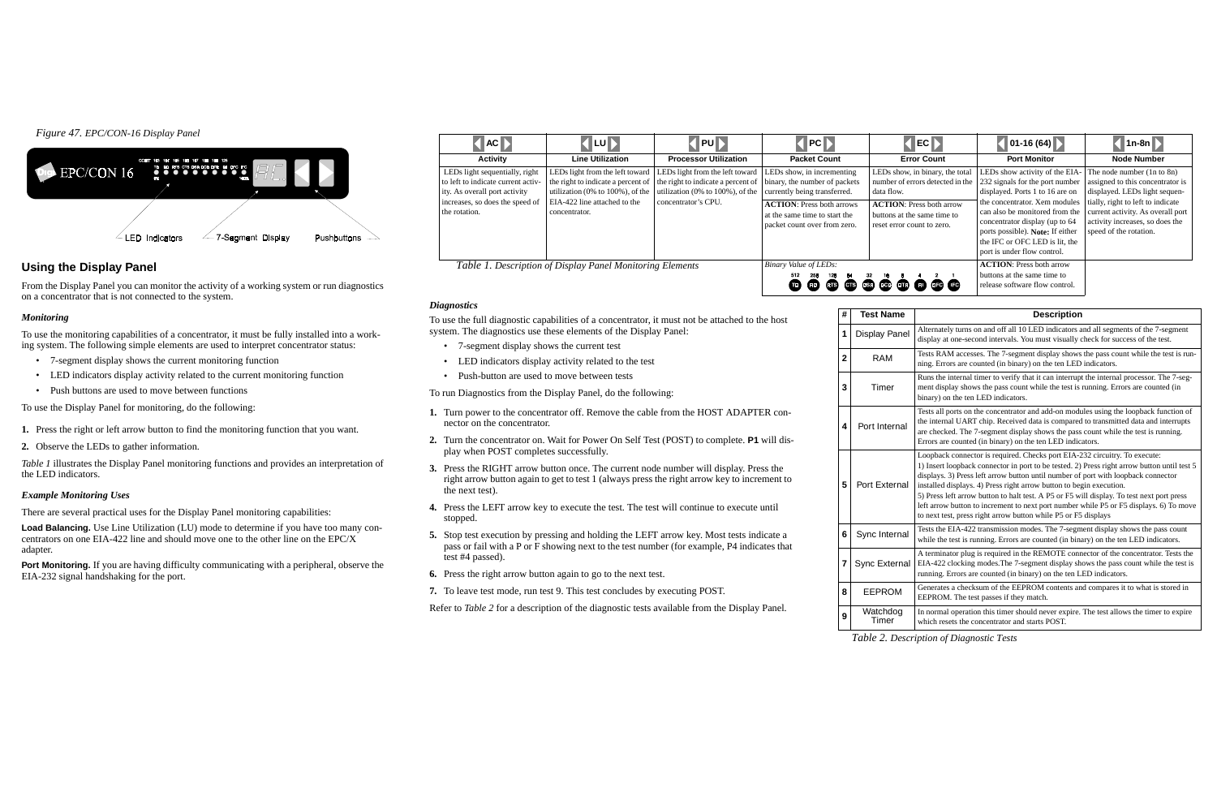*Figure 47. EPC/CON-16 Display Panel*

EPC/CON 16

LED Indicators

7-Segment Display

Pushbuttons

## Using the Display Panel

From the Display Panel you can monitor the activity of a working system or run diagnostics on a concentrator that is not connected to the system.

### *Monitoring*

To use the monitoring capabilities of a concentrator, it must be fully installed into a working system. The following simple elements are used to interpret concentrator status:

- 7-segment display shows the current monitoring function
- LED indicators display activity related to the current monitoring function
- Push buttons are used to move between functions

To use the Display Panel for monitoring, do the following:

1. Press the right or left arrow button to find the monitoring function that you want.
2. Observe the LEDs to gather information.

*Table 1* illustrates the Display Panel monitoring functions and provides an interpretation of the LED indicators.

### *Example Monitoring Uses*

There are several practical uses for the Display Panel monitoring capabilities:

**Load Balancing.** Use Line Utilization (LU) mode to determine if you have too many concentrators on one EIA-422 line and should move one to the other line on the EPC/X adapter.

**Port Monitoring.** If you are having difficulty communicating with a peripheral, observe the EIA-232 signal handshaking for the port.

| AC | LU | PU | PC | EC | 01-16 (64) | 1n-8n |
|---|---|---|---|---|---|---|
| **Activity** | **Line Utilization** | **Processor Utilization** | **Packet Count** | **Error Count** | **Port Monitor** | **Node Number** |
| LEDs light sequentially, right to left to indicate current activity. As overall port activity increases, so does the speed of the rotation. | LEDs light from the left toward the right to indicate a percent of utilization (0% to 100%), of the EIA-422 line attached to the concentrator. | LEDs light from the left toward the right to indicate a percent of utilization (0% to 100%), of the concentrator's CPU. | LEDs show, in incrementing binary, the number of packets currently being transferred. **ACTION**: Press both arrows at the same time to start the packet count over from zero. | LEDs show, in binary, the total number of errors detected in the data flow. **ACTION**: Press both arrow buttons at the same time to reset error count to zero. | LEDs show activity of the EIA-232 signals for the port number displayed. Ports 1 to 16 are on the concentrator. Xem modules can also be monitored from the concentrator display (up to 64 ports possible). **Note:** If either the IFC or OFC LED is lit, the port is under flow control. **ACTION**: Press both arrow buttons at the same time to release software flow control. | The node number (1n to 8n) assigned to this concentrator is displayed. LEDs light sequentially, right to left to indicate current activity. As overall port activity increases, so does the speed of the rotation. |

*Binary Value of LEDs:*

512 256 128 64 32 16 8 4 2 1

TD RD RTS CTS DSR DCD DTR RI OFC IFC

*Table 1. Description of Display Panel Monitoring Elements*

### *Diagnostics*

To use the full diagnostic capabilities of a concentrator, it must not be attached to the host system. The diagnostics use these elements of the Display Panel:

- 7-segment display shows the current test
- LED indicators display activity related to the test
- Push-button are used to move between tests

To run Diagnostics from the Display Panel, do the following:

1. Turn power to the concentrator off. Remove the cable from the HOST ADAPTER connector on the concentrator.
2. Turn the concentrator on. Wait for Power On Self Test (POST) to complete. **P1** will display when POST completes successfully.
3. Press the RIGHT arrow button once. The current node number will display. Press the right arrow button again to get to test 1 (always press the right arrow key to increment to the next test).
4. Press the LEFT arrow key to execute the test. The test will continue to execute until stopped.
5. Stop test execution by pressing and holding the LEFT arrow key. Most tests indicate a pass or fail with a P or F showing next to the test number (for example, P4 indicates that test #4 passed).
6. Press the right arrow button again to go to the next test.
7. To leave test mode, run test 9. This test concludes by executing POST.

Refer to *Table 2* for a description of the diagnostic tests available from the Display Panel.

| # | Test Name | Description |
|---|---|---|
| 1 | Display Panel | Alternately turns on and off all 10 LED indicators and all segments of the 7-segment display at one-second intervals. You must visually check for success of the test. |
| 2 | RAM | Tests RAM accesses. The 7-segment display shows the pass count while the test is running. Errors are counted (in binary) on the ten LED indicators. |
| 3 | Timer | Runs the internal timer to verify that it can interrupt the internal processor. The 7-segment display shows the pass count while the test is running. Errors are counted (in binary) on the ten LED indicators. |
| 4 | Port Internal | Tests all ports on the concentrator and add-on modules using the loopback function of the internal UART chip. Received data is compared to transmitted data and interrupts are checked. The 7-segment display shows the pass count while the test is running. Errors are counted (in binary) on the ten LED indicators. |
| 5 | Port External | Loopback connector is required. Checks port EIA-232 circuitry. To execute: 1) Insert loopback connector in port to be tested. 2) Press right arrow button until test 5 displays. 3) Press left arrow button until number of port with loopback connector installed displays. 4) Press right arrow button to begin execution. 5) Press left arrow button to halt test. A P5 or F5 will display. To test next port press left arrow button to increment to next port number while P5 or F5 displays. 6) To move to next test, press right arrow button while P5 or F5 displays |
| 6 | Sync Internal | Tests the EIA-422 transmission modes. The 7-segment display shows the pass count while the test is running. Errors are counted (in binary) on the ten LED indicators. |
| 7 | Sync External | A terminator plug is required in the REMOTE connector of the concentrator. Tests the EIA-422 clocking modes.The 7-segment display shows the pass count while the test is running. Errors are counted (in binary) on the ten LED indicators. |
| 8 | EEPROM | Generates a checksum of the EEPROM contents and compares it to what is stored in EEPROM. The test passes if they match. |
| 9 | Watchdog Timer | In normal operation this timer should never expire. The test allows the timer to expire which resets the concentrator and starts POST. |

*Table 2. Description of Diagnostic Tests*